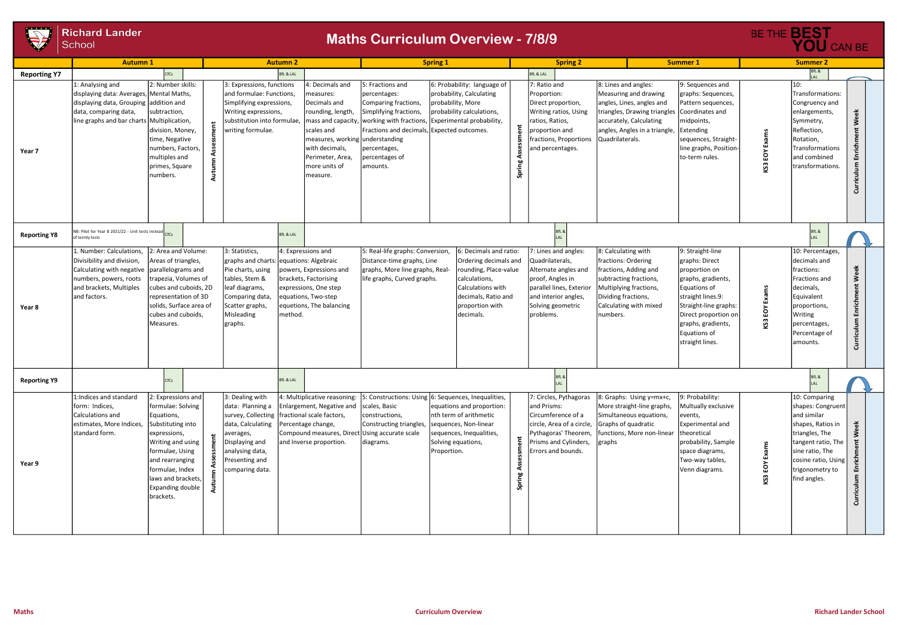# Richard Lander School

## Maths Curriculum Overview - 7/8/9

BE THE **BEST YOU** CAN BE

| | Autumn 1 | | | Autumn 2 | | Spring 1 | | | Spring 2 | | Summer 1 | | Summer 2 | |
|---|---|---|---|---|---|---|---|---|---|---|---|---|---|---|
| **Reporting Y7** | | CfCs | | | BfL & LAL | | | | BfL & LAL | | | | BfL & LAL | |
| **Year 7** | 1: Analysing and displaying data: Averages, displaying data, Grouping data, comparing data, line graphs and bar charts | 2: Number skills: Mental Maths, addition and subtraction, Multiplication, division, Money, time, Negative numbers, Factors, multiples and primes, Square numbers. | Autumn Assessment | 3: Expressions, functions and formulae: Functions, Simplifying expressions, Writing expressions, substitution into formulae, writing formulae. | 4: Decimals and measures: Decimals and rounding, length, mass and capacity, scales and measures, working with decimals, Perimeter, Area, more units of measure. | 5: Fractions and percentages: Comparing fractions, Simplifying fractions, working with fractions, Fractions and decimals, understanding percentages, percentages of amounts. | 6: Probability: language of probability, Calculating probability, More probability calculations, Experimental probability, Expected outcomes. | Spring Assessment | 7: Ratio and Proportion: Direct proportion, Writing ratios, Using ratios, Ratios, proportion and fractions, Proportions and percentages. | 8: Lines and angles: Measuring and drawing angles, Lines, angles and triangles, Drawing triangles accurately, Calculating angles, Angles in a triangle, Quadrilaterals. | 9: Sequences and graphs: Sequences, Pattern sequences, Coordinates and midpoints, Extending sequences, Straight-line graphs, Position-to-term rules. | KS3 EOY Exams | 10: Transformations: Congruency and enlargements, Symmetry, Reflection, Rotation, Transformations and combined transformations. | Curriculum Enrichment Week |
| **Reporting Y8** | NB: Pilot for Year 8 2021/22 - Unit tests instead of termly tests | CfCs | | | BfL & LAL | | | | BfL & LAL | | | | BfL & LAL | |
| **Year 8** | 1. Number: Calculations, Divisibility and division, Calculating with negative numbers, powers, roots and brackets, Multiples and factors. | 2: Area and Volume: Areas of triangles, parallelograms and trapezia, Volumes of cubes and cuboids, 2D representation of 3D solids, Surface area of cubes and cuboids, Measures. | | 3: Statistics, graphs and charts: Pie charts, using tables, Stem & leaf diagrams, Comparing data, Scatter graphs, Misleading graphs. | 4: Expressions and equations: Algebraic powers, Expressions and brackets, Factorising expressions, One step equations, Two-step equetions, The balancing method. | 5: Real-life graphs: Conversion, Distance-time graphs, Line graphs, More line graphs, Real-life graphs, Curved graphs. | 6: Decimals and ratio: Ordering decimals and rounding, Place-value calculations, Calculations with decimals, Ratio and proportion with decimals. | | 7: Lines and angles: Quadrilaterals, Alternate angles and proof, Angles in parallel lines, Exterior and interior angles, Solving geometric problems. | 8: Calculating with fractions: Ordering fractions, Adding and subtracting fractions, Multiplying fractions, Dividing fractions, Calculating with mixed numbers. | 9: Straight-line graphs: Direct proportion on graphs, gradients, Equations of straight lines.9: Straight-line graphs: Direct proportion on graphs, gradients, Equations of straight lines. | KS3 EOY Exams | 10: Percentages, decimals and fractions: Fractions and decimals, Equivalent proportions, Writing percentages, Percentage of amounts. | Curriculum Enrichment Week |
| **Reporting Y9** | | CfCs | | | BfL & LAL | | | | BfL & LAL | | | | BfL & LAL | |
| **Year 9** | 1:Indices and standard form: Indices, Calculations and estimates, More Indices, standard form. | 2: Expressions and formulae: Solving Equations, Substituting into expressions, Writing and using formulae, Using and rearranging formulae, Index laws and brackets, Expanding double brackets. | Autumn Assessment | 3: Dealing with data: Planning a survey, Collecting data, Calculating averages, Displaying and analysing data, Presenting and comparing data. | 4: Multiplicative reasoning: Enlargement, Negative and fractional scale factors, Percentage change, Compound measures, Direct and Inverse proportion. | 5: Constructions: Using scales, Basic constructions, Constructing triangles, Using accurate scale diagrams. | 6: Sequences, Inequalities, equations and proportion: nth term of arithmetic sequences, Non-linear sequences, Inequalities, Solving equations, Proportion. | Spring Assessment | 7: Circles, Pythagoras and Prisms: Circumference of a circle, Area of a circle, Pythagoras' Theorem, Prisms and Cylinders, Errors and bounds. | 8: Graphs: Using y=mx+c, More straight-line graphs, Simultaneous equations, Graphs of quadratic functions, More non-linear graphs | 9: Probability: Multually exclusive events, Experimental and theoretical probability, Sample space diagrams, Two-way tables, Venn diagrams. | KS3 EOY Exams | 10: Comparing shapes: Congruent and similar shapes, Ratios in triangles, The tangent ratio, The sine ratio, The cosine ratio, Using trigonometry to find angles. | Curriculum Enrichment Week |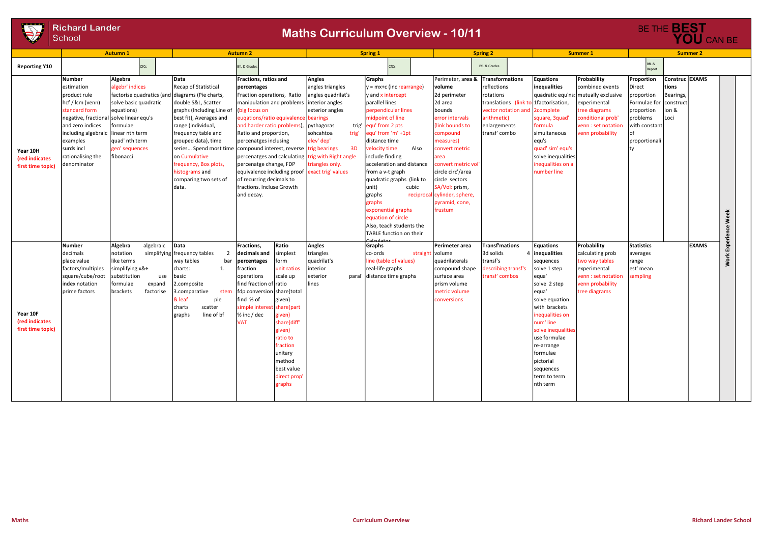# Richard Lander School

## Maths Curriculum Overview - 10/11

BE THE **BEST YOU** CAN BE

| | Autumn 1 | | Autumn 2 | | Spring 1 | | Spring 2 | | Summer 1 | | Summer 2 | | |
|---|---|---|---|---|---|---|---|---|---|---|---|---|---|
| **Reporting Y10** | CfCs | | BfL & Grades | | CfCs | | BfL & Grades | | | | BfL & Report | | |
| **Year 10H** (red indicates first time topic) | **Number** estimation product rule hcf / lcm (venn) standard form negative, fractional and zero indices including algebraic examples surds incl rationalising the denominator | **Algebra** algebr' indices factorise quadratics (and solve basic quadratic equations) solve linear equ's formulae linear nth term quad' nth term geo' sequences fibonacci | **Data** Recap of Statistical diagrams (Pie charts, double S&L, Scatter graphs (Including Line of best fit), Averages and range (individual, frequency table and grouped data), time series… Spend most time on Cumulative frequency, Box plots, histograms and comparing two sets of data. | **Fractions, ratios and percentages** Fraction operations, Ratio manipulation and problems (big focus on euqations/ratio equivalence and harder ratio problems), Ratio and proportion, percenatges including compound interest, reverse percenatges and calculating percenatge change, FDP equivalence including proof of recurring decimals to fractions. Incluse Growth and decay. | **Angles** angles triangles angles quadrilat's interior angles exterior angles bearings pythagoras trig' sohcahtoa trig' elev' dep' trig bearings 3D trig with Right angle triangles only. exact trig' values | **Graphs** y = mx+c (inc rearrange) y and x intercept parallel lines perpendicular lines midpoint of line equ' from 2 pts equ' from 'm' +1pt distance time velocity time Also include finding acceleration and distance from a v-t graph quadratic graphs (link to unit) cubic graphs reciprocal graphs exponential graphs equation of circle Also, teach students the TABLE function on their Calculator | Perimeter, **area & volume** 2d perimeter 2d area bounds error intervals (link bounds to compound measures) convert metric area convert metric vol' circle circ'/area circle sectors SA/Vol: prism, cylinder, sphere, pyramid, cone, frustum | **Transformations** reflections rotations translations (link to vector notation and arithmetic) enlargements transf' combo | **Equations inequalities** quadratic equ'ns: 1factorisation, 2complete square, 3quad' formula simultaneous equ's quad' sim' equ's solve inequalities inequalities on a number line | **Probability** combined events mutually exclusive experimental tree diagrams conditional prob' venn : set notation venn probability | **Proportion** Direct proportion Formulae for proportion problems with constant of proportionality | **Constructions** Bearings, construction & Loci | **EXAMS** | Work Experience Week |
| **Year 10F** (red indicates first time topic) | **Number** decimals place value factors/multiples square/cube/root index notation prime factors | **Algebra** algebraic notation simplifying like terms simplifying x&÷ substitution use formulae expand brackets factorise | **Data** frequency tables 2 way tables bar charts: 1. basic 2.composite 3.comparative stem & leaf pie charts scatter graphs line of bf | **Fractions, decimals and percentages** fraction operations find fraction of fdp conversion find % of simple interest % inc / dec VAT · **Ratio** simplest form unit ratios scale up ratio share(total given) share(part given) share(diff' given) ratio to fraction unitary method best value direct prop' graphs | **Angles** triangles quadrilat's interior exterior paral' lines | **Graphs** co-ords straight line (table of values) real-life graphs distance time graphs | **Perimeter area** volume quadrilaterals compound shape surface area prism volume metric volume conversions | **Transf'mations** 3d solids 4 transf's describing transf's transf' combos | **Equations inequalities** sequences solve 1 step equa' solve 2 step equa' solve equation with brackets inequalities on num' line solve inequalities use formulae re-arrange formulae pictorial sequences term to term nth term | **Probability** calculating prob two way tables experimental venn : set notation venn probability tree diagrams | **Statistics** averages range est' mean sampling | | **EXAMS** | |

Maths · Curriculum Overview · Richard Lander School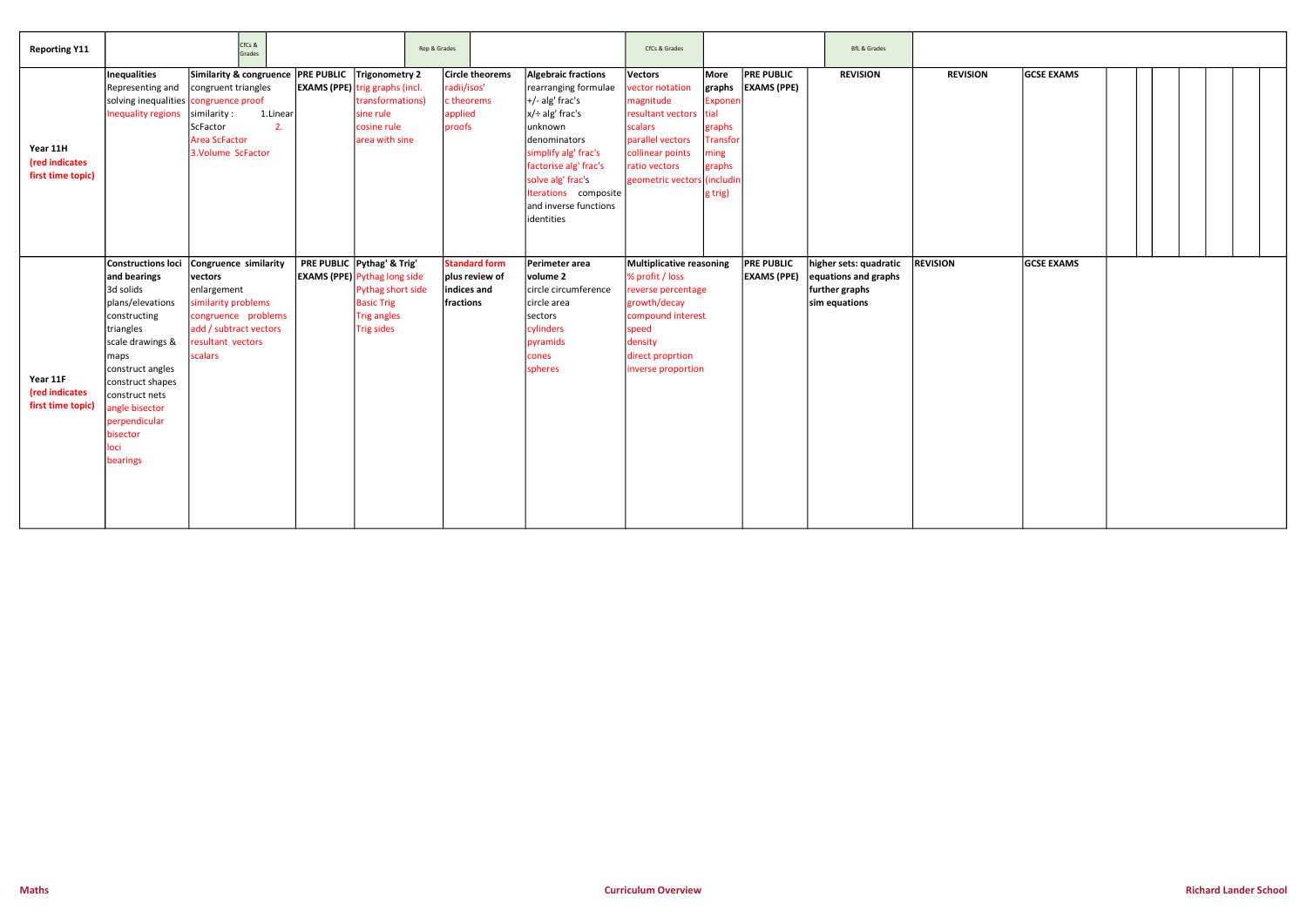| Reporting Y11 | | CfCs & Grades | | | Rep & Grades | | | CfCs & Grades | | | BfL & Grades | | |
|---|---|---|---|---|---|---|---|---|---|---|---|---|---|
| **Year 11H (red indicates first time topic)** | **Inequalities** Representing and solving inequalities Inequality regions | **Similarity & congruence** congruent triangles congruence proof similarity : 1.Linear ScFactor 2. Area ScFactor 3.Volume ScFactor | **PRE PUBLIC EXAMS (PPE)** | **Trigonometry 2** trig graphs (incl. transformations) sine rule cosine rule area with sine | **Circle theorems** radii/isos' c theorems applied proofs | **Algebraic fractions** rearranging formulae +/- alg' frac's x/÷ alg' frac's unknown denominators simplify alg' frac's factorise alg' frac's solve alg' frac's Iterations composite and inverse functions identities | **Vectors** vector notation magnitude resultant vectors scalars parallel vectors collinear points ratio vectors geometric vectors | **More graphs** Exponential graphs Transforming graphs (including trig) | **PRE PUBLIC EXAMS (PPE)** | **REVISION** | **REVISION** | **GCSE EXAMS** | |
| **Year 11F (red indicates first time topic)** | **Constructions loci and bearings** 3d solids plans/elevations constructing triangles scale drawings & maps construct angles construct shapes construct nets angle bisector perpendicular bisector loci bearings | **Congruence similarity vectors** enlargement similarity problems congruence problems add / subtract vectors resultant vectors scalars | **PRE PUBLIC EXAMS (PPE)** | **Pythag' & Trig'** Pythag long side Pythag short side Basic Trig Trig angles Trig sides | **Standard form plus review of indices and fractions** | **Perimeter area volume 2** circle circumference circle area sectors cylinders pyramids cones spheres | **Multiplicative reasoning** % profit / loss reverse percentage growth/decay compound interest speed density direct proprtion inverse proportion | | **PRE PUBLIC EXAMS (PPE)** | **higher sets: quadratic equations and graphs further graphs sim equations** | **REVISION** | **GCSE EXAMS** | |